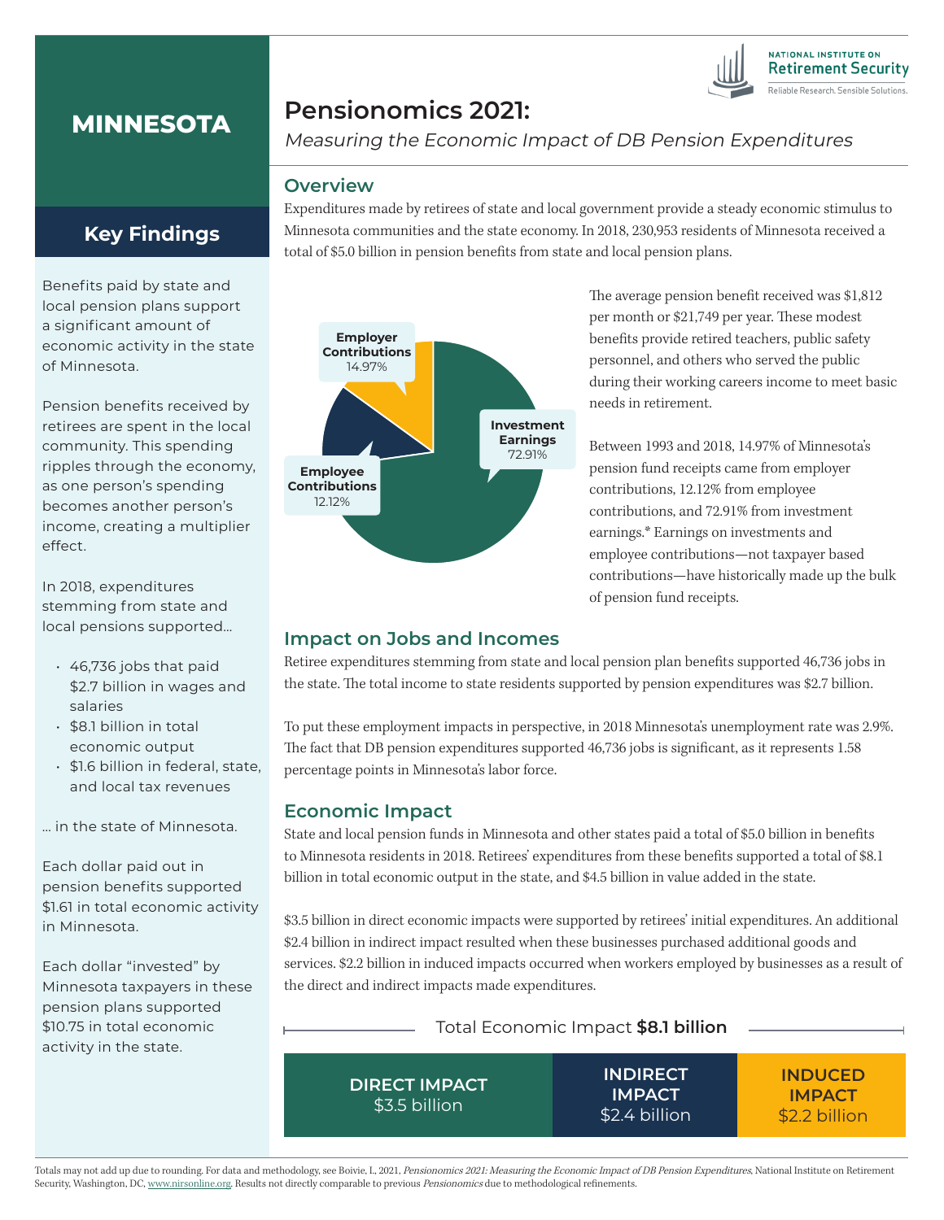# MINNESOTA

## Key Findings

Benefits paid by state and local pension plans support a significant amount of economic activity in the state of Minnesota.

Pension benefits received by retirees are spent in the local community. This spending ripples through the economy, as one person's spending becomes another person's income, creating a multiplier effect.

In 2018, expenditures stemming from state and local pensions supported...

- 46,736 jobs that paid $2.7 billion in wages and salaries
- $8.1 billion in total economic output
- $1.6 billion in federal, state, and local tax revenues

... in the state of Minnesota.

Each dollar paid out in pension benefits supported $1.61 in total economic activity in Minnesota.

Each dollar "invested" by Minnesota taxpayers in these pension plans supported $10.75 in total economic activity in the state.

NATIONAL INSTITUTE ON
Retirement Security
Reliable Research. Sensible Solutions.

# Pensionomics 2021:

*Measuring the Economic Impact of DB Pension Expenditures*

## Overview

Expenditures made by retirees of state and local government provide a steady economic stimulus to Minnesota communities and the state economy. In 2018, 230,953 residents of Minnesota received a total of $5.0 billion in pension benefits from state and local pension plans.

Employer Contributions
14.97%

Investment Earnings
72.91%

Employee Contributions
12.12%

The average pension benefit received was $1,812 per month or $21,749 per year. These modest benefits provide retired teachers, public safety personnel, and others who served the public during their working careers income to meet basic needs in retirement.

Between 1993 and 2018, 14.97% of Minnesota's pension fund receipts came from employer contributions, 12.12% from employee contributions, and 72.91% from investment earnings.* Earnings on investments and employee contributions—not taxpayer based contributions—have historically made up the bulk of pension fund receipts.

## Impact on Jobs and Incomes

Retiree expenditures stemming from state and local pension plan benefits supported 46,736 jobs in the state. The total income to state residents supported by pension expenditures was $2.7 billion.

To put these employment impacts in perspective, in 2018 Minnesota's unemployment rate was 2.9%. The fact that DB pension expenditures supported 46,736 jobs is significant, as it represents 1.58 percentage points in Minnesota's labor force.

## Economic Impact

State and local pension funds in Minnesota and other states paid a total of $5.0 billion in benefits to Minnesota residents in 2018. Retirees' expenditures from these benefits supported a total of $8.1 billion in total economic output in the state, and $4.5 billion in value added in the state.

$3.5 billion in direct economic impacts were supported by retirees' initial expenditures. An additional $2.4 billion in indirect impact resulted when these businesses purchased additional goods and services. $2.2 billion in induced impacts occurred when workers employed by businesses as a result of the direct and indirect impacts made expenditures.

Total Economic Impact **$8.1 billion**

**DIRECT IMPACT** $3.5 billion

**INDIRECT IMPACT** $2.4 billion

**INDUCED IMPACT** $2.2 billion

Totals may not add up due to rounding. For data and methodology, see Boivie, I., 2021, *Pensionomics 2021: Measuring the Economic Impact of DB Pension Expenditures*, National Institute on Retirement Security, Washington, DC, www.nirsonline.org. Results not directly comparable to previous *Pensionomics* due to methodological refinements.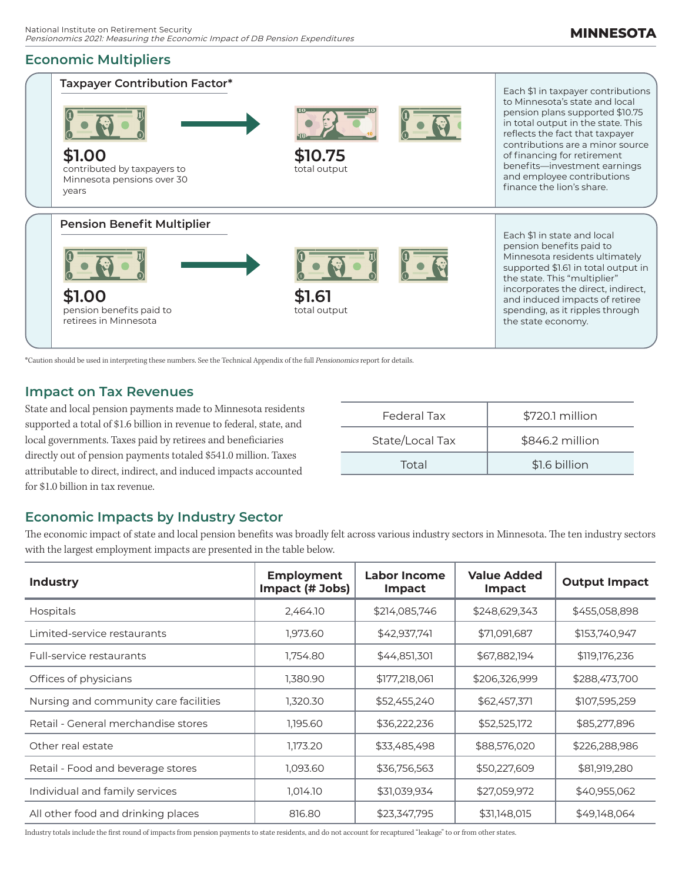## Economic Multipliers

### Taxpayer Contribution Factor*

**$1.00**
contributed by taxpayers to Minnesota pensions over 30 years

**$10.75**
total output

Each $1 in taxpayer contributions to Minnesota's state and local pension plans supported $10.75 in total output in the state. This reflects the fact that taxpayer contributions are a minor source of financing for retirement benefits—investment earnings and employee contributions finance the lion's share.

### Pension Benefit Multiplier

**$1.00**
pension benefits paid to retirees in Minnesota

**$1.61**
total output

Each $1 in state and local pension benefits paid to Minnesota residents ultimately supported $1.61 in total output in the state. This "multiplier" incorporates the direct, indirect, and induced impacts of retiree spending, as it ripples through the state economy.

*Caution should be used in interpreting these numbers. See the Technical Appendix of the full *Pensionomics* report for details.

## Impact on Tax Revenues

State and local pension payments made to Minnesota residents supported a total of $1.6 billion in revenue to federal, state, and local governments. Taxes paid by retirees and beneficiaries directly out of pension payments totaled $541.0 million. Taxes attributable to direct, indirect, and induced impacts accounted for $1.0 billion in tax revenue.

| | |
|---|---|
| Federal Tax | $720.1 million |
| State/Local Tax | $846.2 million |
| Total | $1.6 billion |

## Economic Impacts by Industry Sector

The economic impact of state and local pension benefits was broadly felt across various industry sectors in Minnesota. The ten industry sectors with the largest employment impacts are presented in the table below.

| Industry | Employment Impact (# Jobs) | Labor Income Impact | Value Added Impact | Output Impact |
|---|---|---|---|---|
| Hospitals | 2,464.10 | $214,085,746 | $248,629,343 | $455,058,898 |
| Limited-service restaurants | 1,973.60 | $42,937,741 | $71,091,687 | $153,740,947 |
| Full-service restaurants | 1,754.80 | $44,851,301 | $67,882,194 | $119,176,236 |
| Offices of physicians | 1,380.90 | $177,218,061 | $206,326,999 | $288,473,700 |
| Nursing and community care facilities | 1,320.30 | $52,455,240 | $62,457,371 | $107,595,259 |
| Retail - General merchandise stores | 1,195.60 | $36,222,236 | $52,525,172 | $85,277,896 |
| Other real estate | 1,173.20 | $33,485,498 | $88,576,020 | $226,288,986 |
| Retail - Food and beverage stores | 1,093.60 | $36,756,563 | $50,227,609 | $81,919,280 |
| Individual and family services | 1,014.10 | $31,039,934 | $27,059,972 | $40,955,062 |
| All other food and drinking places | 816.80 | $23,347,795 | $31,148,015 | $49,148,064 |

Industry totals include the first round of impacts from pension payments to state residents, and do not account for recaptured "leakage" to or from other states.